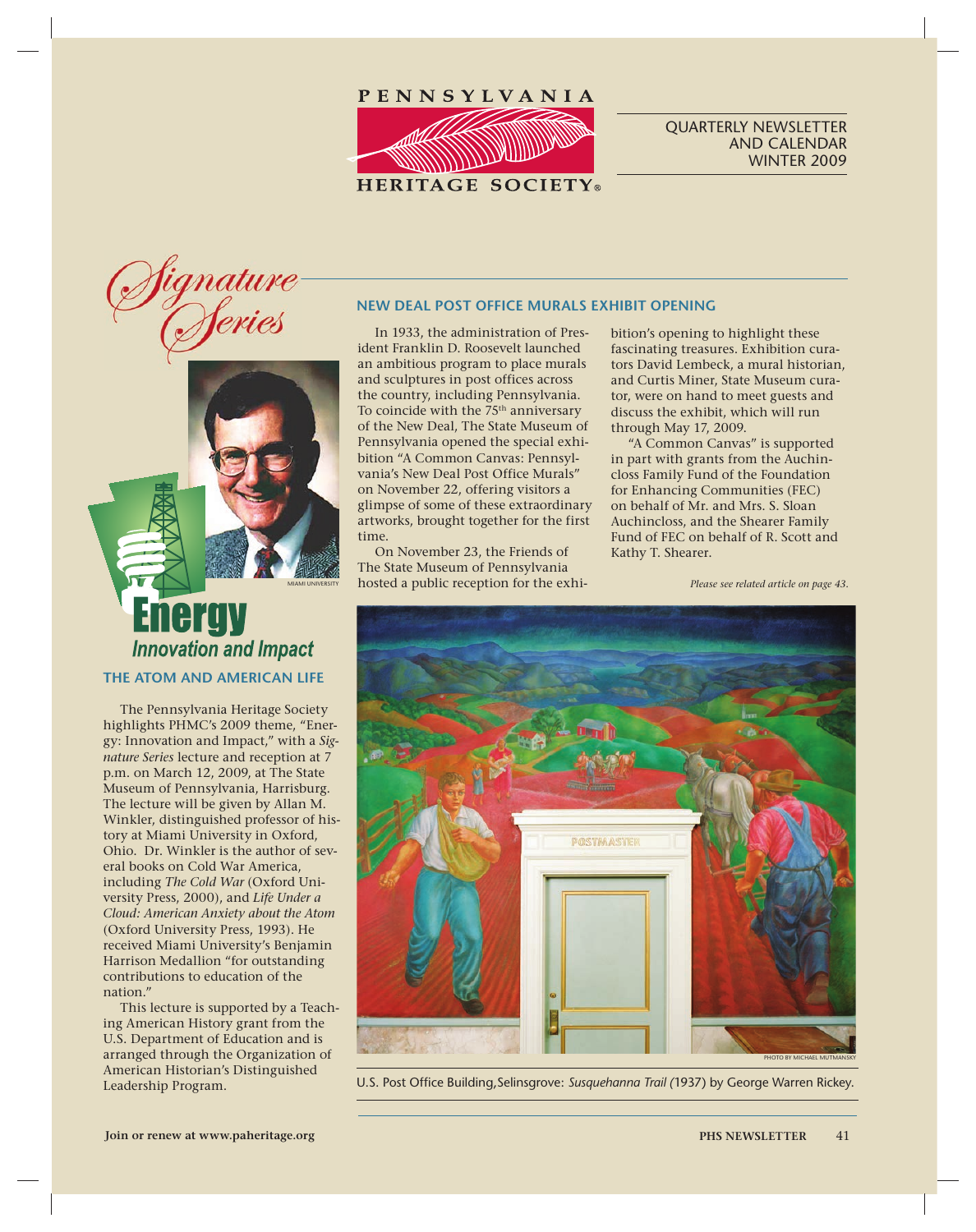# PENNSYLVANIA HERITAGE SOCIETY

QUARTERLY NEWSLETTER AND CALENDAR WINTER 2009

## Signature Series

MIAMI UNIVERSITY

**Energy**
*Innovation and Impact*

### THE ATOM AND AMERICAN LIFE

The Pennsylvania Heritage Society highlights PHMC's 2009 theme, "Energy: Innovation and Impact," with a *Signature Series* lecture and reception at 7 p.m. on March 12, 2009, at The State Museum of Pennsylvania, Harrisburg. The lecture will be given by Allan M. Winkler, distinguished professor of history at Miami University in Oxford, Ohio. Dr. Winkler is the author of several books on Cold War America, including *The Cold War* (Oxford University Press, 2000), and *Life Under a Cloud: American Anxiety about the Atom* (Oxford University Press, 1993). He received Miami University's Benjamin Harrison Medallion "for outstanding contributions to education of the nation."

This lecture is supported by a Teaching American History grant from the U.S. Department of Education and is arranged through the Organization of American Historian's Distinguished Leadership Program.

### NEW DEAL POST OFFICE MURALS EXHIBIT OPENING

In 1933, the administration of President Franklin D. Roosevelt launched an ambitious program to place murals and sculptures in post offices across the country, including Pennsylvania. To coincide with the 75th anniversary of the New Deal, The State Museum of Pennsylvania opened the special exhibition "A Common Canvas: Pennsylvania's New Deal Post Office Murals" on November 22, offering visitors a glimpse of some of these extraordinary artworks, brought together for the first time.

On November 23, the Friends of The State Museum of Pennsylvania hosted a public reception for the exhibition's opening to highlight these fascinating treasures. Exhibition curators David Lembeck, a mural historian, and Curtis Miner, State Museum curator, were on hand to meet guests and discuss the exhibit, which will run through May 17, 2009.

"A Common Canvas" is supported in part with grants from the Auchincloss Family Fund of the Foundation for Enhancing Communities (FEC) on behalf of Mr. and Mrs. S. Sloan Auchincloss, and the Shearer Family Fund of FEC on behalf of R. Scott and Kathy T. Shearer.

*Please see related article on page 43.*

PHOTO BY MICHAEL MUTMANSKY

U.S. Post Office Building, Selinsgrove: *Susquehanna Trail (*1937) by George Warren Rickey.

Join or renew at www.paheritage.org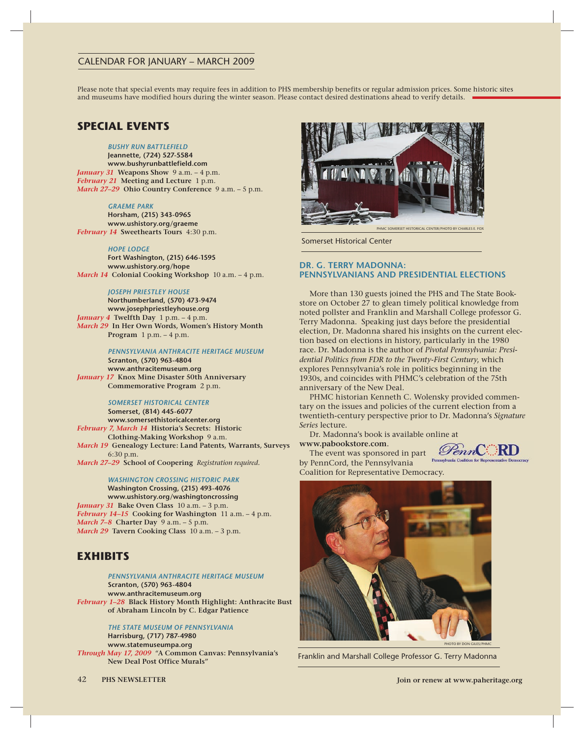## CALENDAR FOR JANUARY – MARCH 2009

Please note that special events may require fees in addition to PHS membership benefits or regular admission prices. Some historic sites and museums have modified hours during the winter season. Please contact desired destinations ahead to verify details.

## SPECIAL EVENTS

### *BUSHY RUN BATTLEFIELD*

**Jeannette, (724) 527-5584**
**www.bushyrunbattlefield.com**

*January 31* **Weapons Show** 9 a.m. – 4 p.m.
*February 21* **Meeting and Lecture** 1 p.m.
*March 27–29* **Ohio Country Conference** 9 a.m. – 5 p.m.

### *GRAEME PARK*

**Horsham, (215) 343-0965**
**www.ushistory.org/graeme**

*February 14* **Sweethearts Tours** 4:30 p.m.

### *HOPE LODGE*

**Fort Washington, (215) 646-1595**
**www.ushistory.org/hope**

*March 14* **Colonial Cooking Workshop** 10 a.m. – 4 p.m.

### *JOSEPH PRIESTLEY HOUSE*

**Northumberland, (570) 473-9474**
**www.josephpriestleyhouse.org**

*January 4* **Twelfth Day** 1 p.m. – 4 p.m.
*March 29* **In Her Own Words, Women's History Month Program** 1 p.m. – 4 p.m.

### *PENNSYLVANIA ANTHRACITE HERITAGE MUSEUM*

**Scranton, (570) 963-4804**
**www.anthracitemuseum.org**

*January 17* **Knox Mine Disaster 50th Anniversary Commemorative Program** 2 p.m.

### *SOMERSET HISTORICAL CENTER*

**Somerset, (814) 445-6077**
**www.somersethistoricalcenter.org**

*February 7, March 14* **Historia's Secrets: Historic Clothing-Making Workshop** 9 a.m.
*March 19* **Genealogy Lecture: Land Patents, Warrants, Surveys** 6:30 p.m.
*March 27–29* **School of Coopering** *Registration required.*

### *WASHINGTON CROSSING HISTORIC PARK*

**Washington Crossing, (215) 493-4076**
**www.ushistory.org/washingtoncrossing**

*January 31* **Bake Oven Class** 10 a.m. – 3 p.m.
*February 14–15* **Cooking for Washington** 11 a.m. – 4 p.m.
*March 7–8* **Charter Day** 9 a.m. – 5 p.m.
*March 29* **Tavern Cooking Class** 10 a.m. – 3 p.m.

## EXHIBITS

### *PENNSYLVANIA ANTHRACITE HERITAGE MUSEUM*

**Scranton, (570) 963-4804**
**www.anthracitemuseum.org**

*February 1–28* **Black History Month Highlight: Anthracite Bust of Abraham Lincoln by C. Edgar Patience**

### *THE STATE MUSEUM OF PENNSYLVANIA*

**Harrisburg, (717) 787-4980**
**www.statemuseumpa.org**

*Through May 17, 2009* **"A Common Canvas: Pennsylvania's New Deal Post Office Murals"**

PHMC SOMERSET HISTORICAL CENTER/PHOTO BY CHARLES E. FOX

Somerset Historical Center

## DR. G. TERRY MADONNA: PENNSYLVANIANS AND PRESIDENTIAL ELECTIONS

More than 130 guests joined the PHS and The State Bookstore on October 27 to glean timely political knowledge from noted pollster and Franklin and Marshall College professor G. Terry Madonna. Speaking just days before the presidential election, Dr. Madonna shared his insights on the current election based on elections in history, particularly in the 1980 race. Dr. Madonna is the author of *Pivotal Pennsylvania: Presidential Politics from FDR to the Twenty-First Century*, which explores Pennsylvania's role in politics beginning in the 1930s, and coincides with PHMC's celebration of the 75th anniversary of the New Deal.

PHMC historian Kenneth C. Wolensky provided commentary on the issues and policies of the current election from a twentieth-century perspective prior to Dr. Madonna's *Signature Series* lecture.

Dr. Madonna's book is available online at **www.pabookstore.com**.

The event was sponsored in part by PennCord, the Pennsylvania Coalition for Representative Democracy.

PennCORD — Pennsylvania Coalition for Representative Democracy

PHOTO BY DON GILES/PHMC

Franklin and Marshall College Professor G. Terry Madonna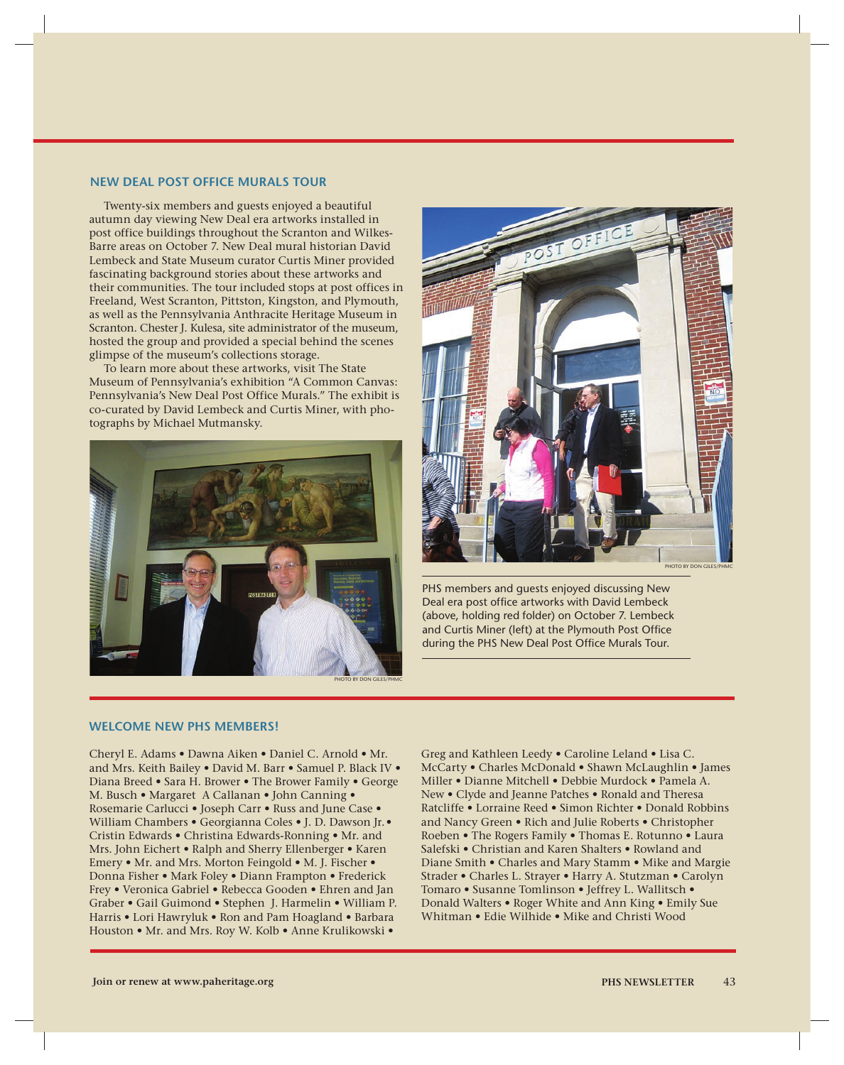## NEW DEAL POST OFFICE MURALS TOUR

Twenty-six members and guests enjoyed a beautiful autumn day viewing New Deal era artworks installed in post office buildings throughout the Scranton and Wilkes-Barre areas on October 7. New Deal mural historian David Lembeck and State Museum curator Curtis Miner provided fascinating background stories about these artworks and their communities. The tour included stops at post offices in Freeland, West Scranton, Pittston, Kingston, and Plymouth, as well as the Pennsylvania Anthracite Heritage Museum in Scranton. Chester J. Kulesa, site administrator of the museum, hosted the group and provided a special behind the scenes glimpse of the museum's collections storage.

To learn more about these artworks, visit The State Museum of Pennsylvania's exhibition "A Common Canvas: Pennsylvania's New Deal Post Office Murals." The exhibit is co-curated by David Lembeck and Curtis Miner, with photographs by Michael Mutmansky.

PHOTO BY DON GILES/PHMC

PHOTO BY DON GILES/PHMC

PHS members and guests enjoyed discussing New Deal era post office artworks with David Lembeck (above, holding red folder) on October 7. Lembeck and Curtis Miner (left) at the Plymouth Post Office during the PHS New Deal Post Office Murals Tour.

## WELCOME NEW PHS MEMBERS!

Cheryl E. Adams • Dawna Aiken • Daniel C. Arnold • Mr. and Mrs. Keith Bailey • David M. Barr • Samuel P. Black IV • Diana Breed • Sara H. Brower • The Brower Family • George M. Busch • Margaret A Callanan • John Canning • Rosemarie Carlucci • Joseph Carr • Russ and June Case • William Chambers • Georgianna Coles • J. D. Dawson Jr. • Cristin Edwards • Christina Edwards-Ronning • Mr. and Mrs. John Eichert • Ralph and Sherry Ellenberger • Karen Emery • Mr. and Mrs. Morton Feingold • M. J. Fischer • Donna Fisher • Mark Foley • Diann Frampton • Frederick Frey • Veronica Gabriel • Rebecca Gooden • Ehren and Jan Graber • Gail Guimond • Stephen J. Harmelin • William P. Harris • Lori Hawryluk • Ron and Pam Hoagland • Barbara Houston • Mr. and Mrs. Roy W. Kolb • Anne Krulikowski • Greg and Kathleen Leedy • Caroline Leland • Lisa C. McCarty • Charles McDonald • Shawn McLaughlin • James Miller • Dianne Mitchell • Debbie Murdock • Pamela A. New • Clyde and Jeanne Patches • Ronald and Theresa Ratcliffe • Lorraine Reed • Simon Richter • Donald Robbins and Nancy Green • Rich and Julie Roberts • Christopher Roeben • The Rogers Family • Thomas E. Rotunno • Laura Salefski • Christian and Karen Shalters • Rowland and Diane Smith • Charles and Mary Stamm • Mike and Margie Strader • Charles L. Strayer • Harry A. Stutzman • Carolyn Tomaro • Susanne Tomlinson • Jeffrey L. Wallitsch • Donald Walters • Roger White and Ann King • Emily Sue Whitman • Edie Wilhide • Mike and Christi Wood

**Join or renew at www.paheritage.org**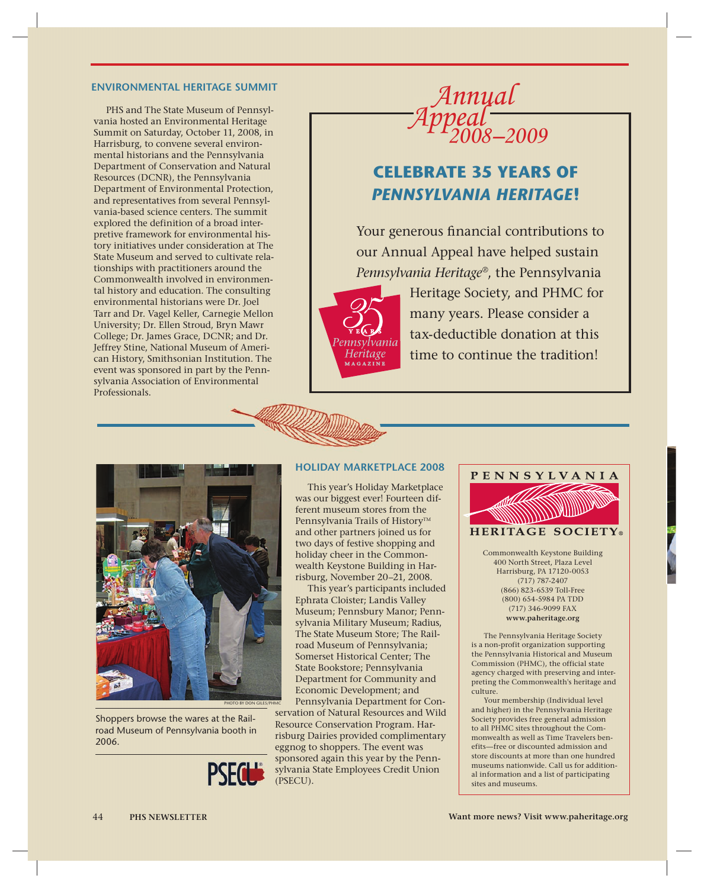## ENVIRONMENTAL HERITAGE SUMMIT

PHS and The State Museum of Pennsylvania hosted an Environmental Heritage Summit on Saturday, October 11, 2008, in Harrisburg, to convene several environmental historians and the Pennsylvania Department of Conservation and Natural Resources (DCNR), the Pennsylvania Department of Environmental Protection, and representatives from several Pennsylvania-based science centers. The summit explored the definition of a broad interpretive framework for environmental history initiatives under consideration at The State Museum and served to cultivate relationships with practitioners around the Commonwealth involved in environmental history and education. The consulting environmental historians were Dr. Joel Tarr and Dr. Vagel Keller, Carnegie Mellon University; Dr. Ellen Stroud, Bryn Mawr College; Dr. James Grace, DCNR; and Dr. Jeffrey Stine, National Museum of American History, Smithsonian Institution. The event was sponsored in part by the Pennsylvania Association of Environmental Professionals.

## *Annual Appeal 2008–2009*

### CELEBRATE 35 YEARS OF *PENNSYLVANIA HERITAGE*!

Your generous financial contributions to our Annual Appeal have helped sustain *Pennsylvania Heritage*®, the Pennsylvania Heritage Society, and PHMC for many years. Please consider a tax-deductible donation at this time to continue the tradition!

35 YEARS *Pennsylvania Heritage* MAGAZINE

PHOTO BY DON GILES/PHMC

Shoppers browse the wares at the Railroad Museum of Pennsylvania booth in 2006.

## HOLIDAY MARKETPLACE 2008

This year's Holiday Marketplace was our biggest ever! Fourteen different museum stores from the Pennsylvania Trails of History™ and other partners joined us for two days of festive shopping and holiday cheer in the Commonwealth Keystone Building in Harrisburg, November 20–21, 2008.

This year's participants included Ephrata Cloister; Landis Valley Museum; Pennsbury Manor; Pennsylvania Military Museum; Radius, The State Museum Store; The Railroad Museum of Pennsylvania; Somerset Historical Center; The State Bookstore; Pennsylvania Department for Community and Economic Development; and Pennsylvania Department for Conservation of Natural Resources and Wild Resource Conservation Program. Harrisburg Dairies provided complimentary eggnog to shoppers. The event was sponsored again this year by the Pennsylvania State Employees Credit Union (PSECU).

PSECU®

**PENNSYLVANIA HERITAGE SOCIETY®**

Commonwealth Keystone Building
400 North Street, Plaza Level
Harrisburg, PA 17120-0053
(717) 787-2407
(866) 823-6539 Toll-Free
(800) 654-5984 PA TDD
(717) 346-9099 FAX
**www.paheritage.org**

The Pennsylvania Heritage Society is a non-profit organization supporting the Pennsylvania Historical and Museum Commission (PHMC), the official state agency charged with preserving and interpreting the Commonwealth's heritage and culture.

Your membership (Individual level and higher) in the Pennsylvania Heritage Society provides free general admission to all PHMC sites throughout the Commonwealth as well as Time Travelers benefits—free or discounted admission and store discounts at more than one hundred museums nationwide. Call us for additional information and a list of participating sites and museums.

**Want more news? Visit www.paheritage.org**